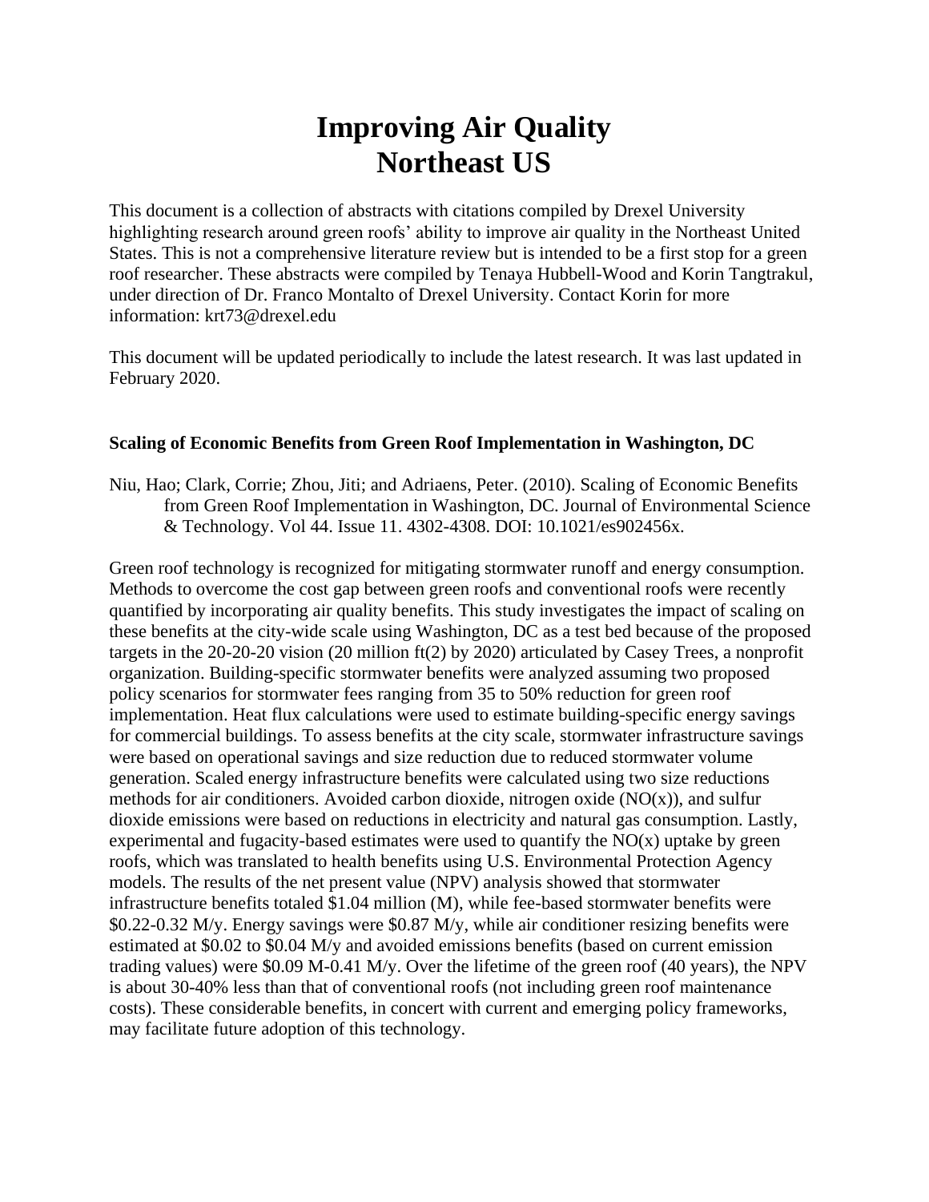# Improving Air Quality
# Northeast US

This document is a collection of abstracts with citations compiled by Drexel University highlighting research around green roofs' ability to improve air quality in the Northeast United States. This is not a comprehensive literature review but is intended to be a first stop for a green roof researcher. These abstracts were compiled by Tenaya Hubbell-Wood and Korin Tangtrakul, under direction of Dr. Franco Montalto of Drexel University. Contact Korin for more information: krt73@drexel.edu

This document will be updated periodically to include the latest research. It was last updated in February 2020.

### Scaling of Economic Benefits from Green Roof Implementation in Washington, DC

Niu, Hao; Clark, Corrie; Zhou, Jiti; and Adriaens, Peter. (2010). Scaling of Economic Benefits from Green Roof Implementation in Washington, DC. Journal of Environmental Science & Technology. Vol 44. Issue 11. 4302-4308. DOI: 10.1021/es902456x.

Green roof technology is recognized for mitigating stormwater runoff and energy consumption. Methods to overcome the cost gap between green roofs and conventional roofs were recently quantified by incorporating air quality benefits. This study investigates the impact of scaling on these benefits at the city-wide scale using Washington, DC as a test bed because of the proposed targets in the 20-20-20 vision (20 million ft(2) by 2020) articulated by Casey Trees, a nonprofit organization. Building-specific stormwater benefits were analyzed assuming two proposed policy scenarios for stormwater fees ranging from 35 to 50% reduction for green roof implementation. Heat flux calculations were used to estimate building-specific energy savings for commercial buildings. To assess benefits at the city scale, stormwater infrastructure savings were based on operational savings and size reduction due to reduced stormwater volume generation. Scaled energy infrastructure benefits were calculated using two size reductions methods for air conditioners. Avoided carbon dioxide, nitrogen oxide (NO(x)), and sulfur dioxide emissions were based on reductions in electricity and natural gas consumption. Lastly, experimental and fugacity-based estimates were used to quantify the NO(x) uptake by green roofs, which was translated to health benefits using U.S. Environmental Protection Agency models. The results of the net present value (NPV) analysis showed that stormwater infrastructure benefits totaled \$1.04 million (M), while fee-based stormwater benefits were \$0.22-0.32 M/y. Energy savings were \$0.87 M/y, while air conditioner resizing benefits were estimated at \$0.02 to \$0.04 M/y and avoided emissions benefits (based on current emission trading values) were \$0.09 M-0.41 M/y. Over the lifetime of the green roof (40 years), the NPV is about 30-40% less than that of conventional roofs (not including green roof maintenance costs). These considerable benefits, in concert with current and emerging policy frameworks, may facilitate future adoption of this technology.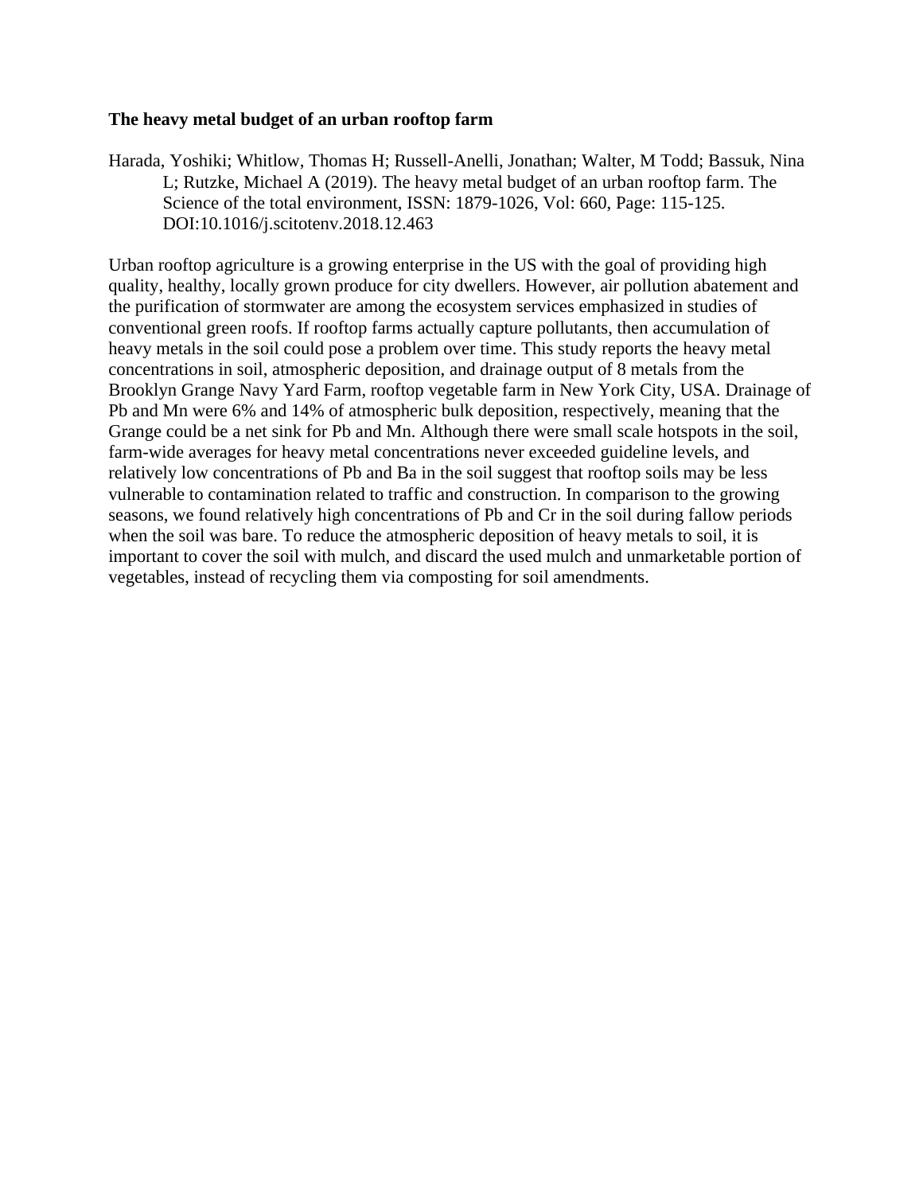**The heavy metal budget of an urban rooftop farm**

Harada, Yoshiki; Whitlow, Thomas H; Russell-Anelli, Jonathan; Walter, M Todd; Bassuk, Nina L; Rutzke, Michael A (2019). The heavy metal budget of an urban rooftop farm. The Science of the total environment, ISSN: 1879-1026, Vol: 660, Page: 115-125. DOI:10.1016/j.scitotenv.2018.12.463

Urban rooftop agriculture is a growing enterprise in the US with the goal of providing high quality, healthy, locally grown produce for city dwellers. However, air pollution abatement and the purification of stormwater are among the ecosystem services emphasized in studies of conventional green roofs. If rooftop farms actually capture pollutants, then accumulation of heavy metals in the soil could pose a problem over time. This study reports the heavy metal concentrations in soil, atmospheric deposition, and drainage output of 8 metals from the Brooklyn Grange Navy Yard Farm, rooftop vegetable farm in New York City, USA. Drainage of Pb and Mn were 6% and 14% of atmospheric bulk deposition, respectively, meaning that the Grange could be a net sink for Pb and Mn. Although there were small scale hotspots in the soil, farm-wide averages for heavy metal concentrations never exceeded guideline levels, and relatively low concentrations of Pb and Ba in the soil suggest that rooftop soils may be less vulnerable to contamination related to traffic and construction. In comparison to the growing seasons, we found relatively high concentrations of Pb and Cr in the soil during fallow periods when the soil was bare. To reduce the atmospheric deposition of heavy metals to soil, it is important to cover the soil with mulch, and discard the used mulch and unmarketable portion of vegetables, instead of recycling them via composting for soil amendments.